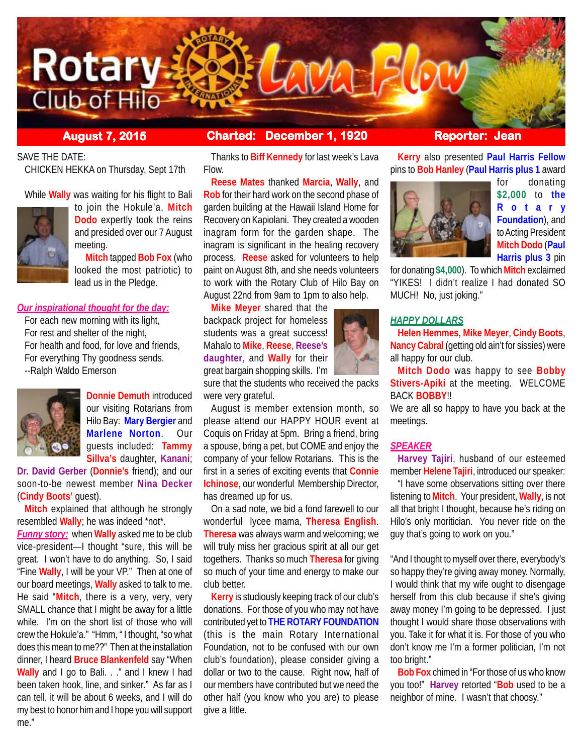# Rotary Club of Hilo — Lava Flow

**August 7, 2015** | **Chartered: December 1, 1920** | **Reporter: Jean**

SAVE THE DATE:
CHICKEN HEKKA on Thursday, Sept 17th

While **Wally** was waiting for his flight to Bali to join the Hokule'a, **Mitch Dodo** expertly took the reins and presided over our 7 August meeting.

**Mitch** tapped **Bob Fox** (who looked the most patriotic) to lead us in the Pledge.

*Our inspirational thought for the day:*

For each new morning with its light,
For rest and shelter of the night,
For health and food, for love and friends,
For everything Thy goodness sends.
--Ralph Waldo Emerson

**Donnie Demuth** introduced our visiting Rotarians from Hilo Bay: **Mary Bergier** and **Marlene Norton**. Our guests included: **Tammy Sillva's** daughter, **Kanani**; **Dr. David Gerber** (**Donnie's** friend); and our soon-to-be newest member **Nina Decker** (**Cindy Boots'** guest).

**Mitch** explained that although he strongly resembled **Wally**; he was indeed \*not\*.

*Funny story:* when **Wally** asked me to be club vice-president—I thought "sure, this will be great. I won't have to do anything. So, I said "Fine **Wally**, I will be your VP." Then at one of our board meetings, **Wally** asked to talk to me. He said "**Mitch**, there is a very, very, very SMALL chance that I might be away for a little while. I'm on the short list of those who will crew the Hokule'a." "Hmm, " I thought, "so what does this mean to me??" Then at the installation dinner, I heard **Bruce Blankenfeld** say "When **Wally** and I go to Bali. . ." and I knew I had been taken hook, line, and sinker." As far as I can tell, it will be about 6 weeks, and I will do my best to honor him and I hope you will support me."

Thanks to **Biff Kennedy** for last week's Lava Flow.

**Reese Mates** thanked **Marcia**, **Wally**, and **Rob** for their hard work on the second phase of garden building at the Hawaii Island Home for Recovery on Kapiolani. They created a wooden inagram form for the garden shape. The inagram is significant in the healing recovery process. **Reese** asked for volunteers to help paint on August 8th, and she needs volunteers to work with the Rotary Club of Hilo Bay on August 22nd from 9am to 1pm to also help.

**Mike Meyer** shared that the backpack project for homeless students was a great success! Mahalo to **Mike**, **Reese**, **Reese's daughter**, and **Wally** for their great bargain shopping skills. I'm sure that the students who received the packs were very grateful.

August is member extension month, so please attend our HAPPY HOUR event at Coquis on Friday at 5pm. Bring a friend, bring a spouse, bring a pet, but COME and enjoy the company of your fellow Rotarians. This is the first in a series of exciting events that **Connie Ichinose**, our wonderful Membership Director, has dreamed up for us.

On a sad note, we bid a fond farewell to our wonderful lycee mama, **Theresa English**. **Theresa** was always warm and welcoming; we will truly miss her gracious spirit at all our get togethers. Thanks so much **Theresa** for giving so much of your time and energy to make our club better.

**Kerry** is studiously keeping track of our club's donations. For those of you who may not have contributed yet to **THE ROTARY FOUNDATION** (this is the main Rotary International Foundation, not to be confused with our own club's foundation), please consider giving a dollar or two to the cause. Right now, half of our members have contributed but we need the other half (you know who you are) to please give a little.

**Kerry** also presented **Paul Harris Fellow** pins to **Bob Hanley** (**Paul Harris plus 1** award for donating **$2,000** to **the Rotary Foundation**), and to Acting President **Mitch Dodo** (**Paul Harris plus 3** pin for donating **$4,000**). To which **Mitch** exclaimed "YIKES! I didn't realize I had donated SO MUCH! No, just joking."

## *HAPPY DOLLARS*

**Helen Hemmes**, **Mike Meyer**, **Cindy Boots**, **Nancy Cabral** (getting old ain't for sissies) were all happy for our club.

**Mitch Dodo** was happy to see **Bobby Stivers-Apiki** at the meeting. WELCOME BACK **BOBBY**!! We are all so happy to have you back at the meetings.

## *SPEAKER*

**Harvey Tajiri**, husband of our esteemed member **Helene Tajiri**, introduced our speaker:

"I have some observations sitting over there listening to **Mitch**. Your president, **Wally**, is not all that bright I thought, because he's riding on Hilo's only moritician. You never ride on the guy that's going to work on you."

"And I thought to myself over there, everybody's so happy they're giving away money. Normally, I would think that my wife ought to disengage herself from this club because if she's giving away money I'm going to be depressed. I just thought I would share those observations with you. Take it for what it is. For those of you who don't know me I'm a former politician, I'm not too bright."

**Bob Fox** chimed in "For those of us who know you too!" **Harvey** retorted "**Bob** used to be a neighbor of mine. I wasn't that choosy."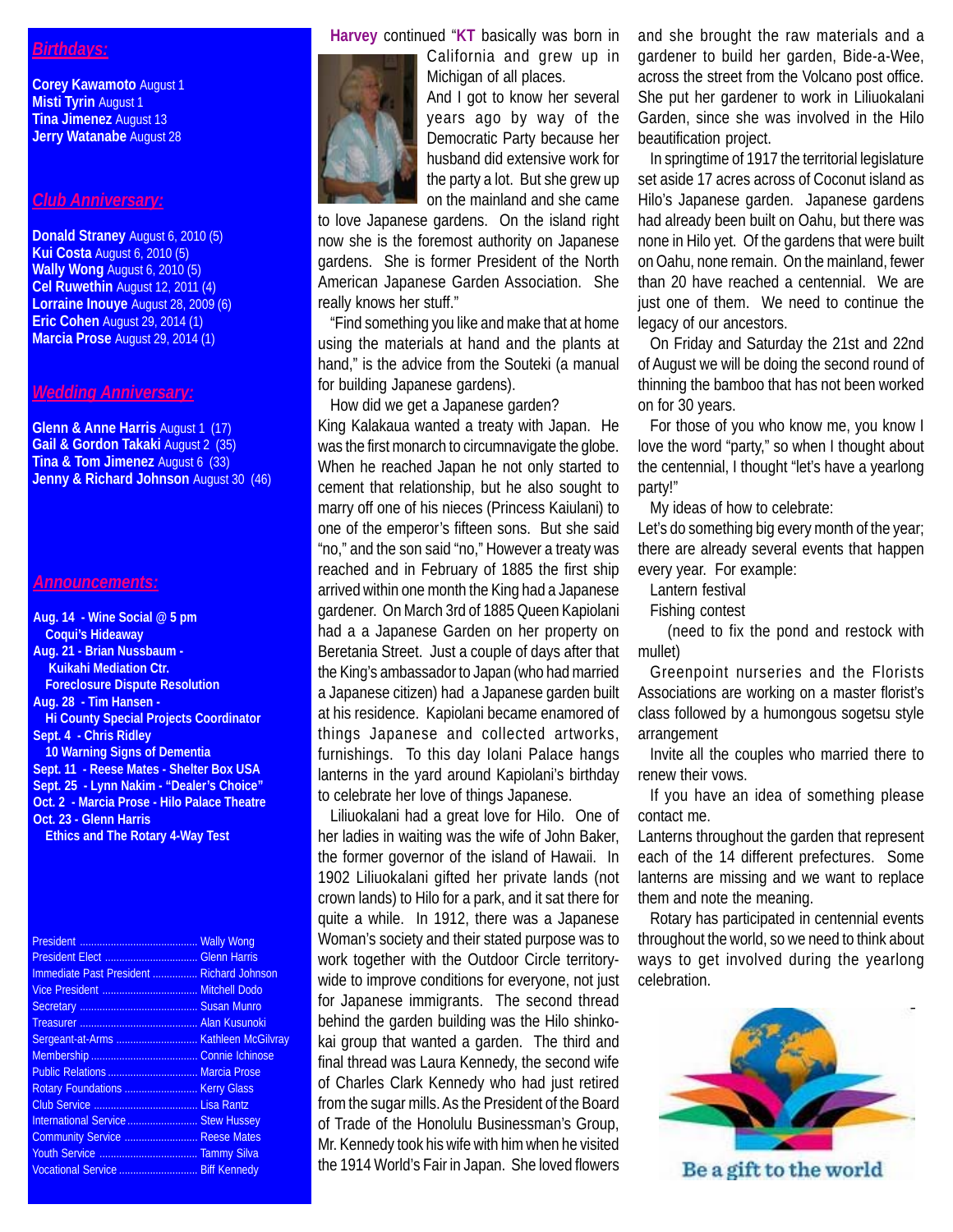## *Birthdays:*

**Corey Kawamoto** August 1
**Misti Tyrin** August 1
**Tina Jimenez** August 13
**Jerry Watanabe** August 28

## *Club Anniversary:*

**Donald Straney** August 6, 2010 (5)
**Kui Costa** August 6, 2010 (5)
**Wally Wong** August 6, 2010 (5)
**Cel Ruwethin** August 12, 2011 (4)
**Lorraine Inouye** August 28, 2009 (6)
**Eric Cohen** August 29, 2014 (1)
**Marcia Prose** August 29, 2014 (1)

## *Wedding Anniversary:*

**Glenn & Anne Harris** August 1 (17)
**Gail & Gordon Takaki** August 2 (35)
**Tina & Tom Jimenez** August 6 (33)
**Jenny & Richard Johnson** August 30 (46)

## *Announcements:*

**Aug. 14 - Wine Social @ 5 pm**
**Coqui's Hideaway**
**Aug. 21 - Brian Nussbaum -**
**Kuikahi Mediation Ctr.**
**Foreclosure Dispute Resolution**
**Aug. 28 - Tim Hansen -**
**Hi County Special Projects Coordinator**
**Sept. 4 - Chris Ridley**
**10 Warning Signs of Dementia**
**Sept. 11 - Reese Mates - Shelter Box USA**
**Sept. 25 - Lynn Nakim - "Dealer's Choice"**
**Oct. 2 - Marcia Prose - Hilo Palace Theatre**
**Oct. 23 - Glenn Harris**
**Ethics and The Rotary 4-Way Test**

| | |
|---|---|
| President | Wally Wong |
| President Elect | Glenn Harris |
| Immediate Past President | Richard Johnson |
| Vice President | Mitchell Dodo |
| Secretary | Susan Munro |
| Treasurer | Alan Kusunoki |
| Sergeant-at-Arms | Kathleen McGilvray |
| Membership | Connie Ichinose |
| Public Relations | Marcia Prose |
| Rotary Foundations | Kerry Glass |
| Club Service | Lisa Rantz |
| International Service | Stew Hussey |
| Community Service | Reese Mates |
| Youth Service | Tammy Silva |
| Vocational Service | Biff Kennedy |

**Harvey** continued "**KT** basically was born in California and grew up in Michigan of all places. And I got to know her several years ago by way of the Democratic Party because her husband did extensive work for the party a lot. But she grew up on the mainland and she came to love Japanese gardens. On the island right now she is the foremost authority on Japanese gardens. She is former President of the North American Japanese Garden Association. She really knows her stuff."

"Find something you like and make that at home using the materials at hand and the plants at hand," is the advice from the Souteki (a manual for building Japanese gardens).

How did we get a Japanese garden?

King Kalakaua wanted a treaty with Japan. He was the first monarch to circumnavigate the globe. When he reached Japan he not only started to cement that relationship, but he also sought to marry off one of his nieces (Princess Kaiulani) to one of the emperor's fifteen sons. But she said "no," and the son said "no," However a treaty was reached and in February of 1885 the first ship arrived within one month the King had a Japanese gardener. On March 3rd of 1885 Queen Kapiolani had a a Japanese Garden on her property on Beretania Street. Just a couple of days after that the King's ambassador to Japan (who had married a Japanese citizen) had a Japanese garden built at his residence. Kapiolani became enamored of things Japanese and collected artworks, furnishings. To this day Iolani Palace hangs lanterns in the yard around Kapiolani's birthday to celebrate her love of things Japanese.

Liliuokalani had a great love for Hilo. One of her ladies in waiting was the wife of John Baker, the former governor of the island of Hawaii. In 1902 Liliuokalani gifted her private lands (not crown lands) to Hilo for a park, and it sat there for quite a while. In 1912, there was a Japanese Woman's society and their stated purpose was to work together with the Outdoor Circle territory-wide to improve conditions for everyone, not just for Japanese immigrants. The second thread behind the garden building was the Hilo shinko-kai group that wanted a garden. The third and final thread was Laura Kennedy, the second wife of Charles Clark Kennedy who had just retired from the sugar mills. As the President of the Board of Trade of the Honolulu Businessman's Group, Mr. Kennedy took his wife with him when he visited the 1914 World's Fair in Japan. She loved flowers and she brought the raw materials and a gardener to build her garden, Bide-a-Wee, across the street from the Volcano post office. She put her gardener to work in Liliuokalani Garden, since she was involved in the Hilo beautification project.

In springtime of 1917 the territorial legislature set aside 17 acres across of Coconut island as Hilo's Japanese garden. Japanese gardens had already been built on Oahu, but there was none in Hilo yet. Of the gardens that were built on Oahu, none remain. On the mainland, fewer than 20 have reached a centennial. We are just one of them. We need to continue the legacy of our ancestors.

On Friday and Saturday the 21st and 22nd of August we will be doing the second round of thinning the bamboo that has not been worked on for 30 years.

For those of you who know me, you know I love the word "party," so when I thought about the centennial, I thought "let's have a yearlong party!"

My ideas of how to celebrate:

Let's do something big every month of the year; there are already several events that happen every year. For example:

Lantern festival

Fishing contest

(need to fix the pond and restock with mullet)

Greenpoint nurseries and the Florists Associations are working on a master florist's class followed by a humongous sogetsu style arrangement

Invite all the couples who married there to renew their vows.

If you have an idea of something please contact me.

Lanterns throughout the garden that represent each of the 14 different prefectures. Some lanterns are missing and we want to replace them and note the meaning.

Rotary has participated in centennial events throughout the world, so we need to think about ways to get involved during the yearlong celebration.

Be a gift to the world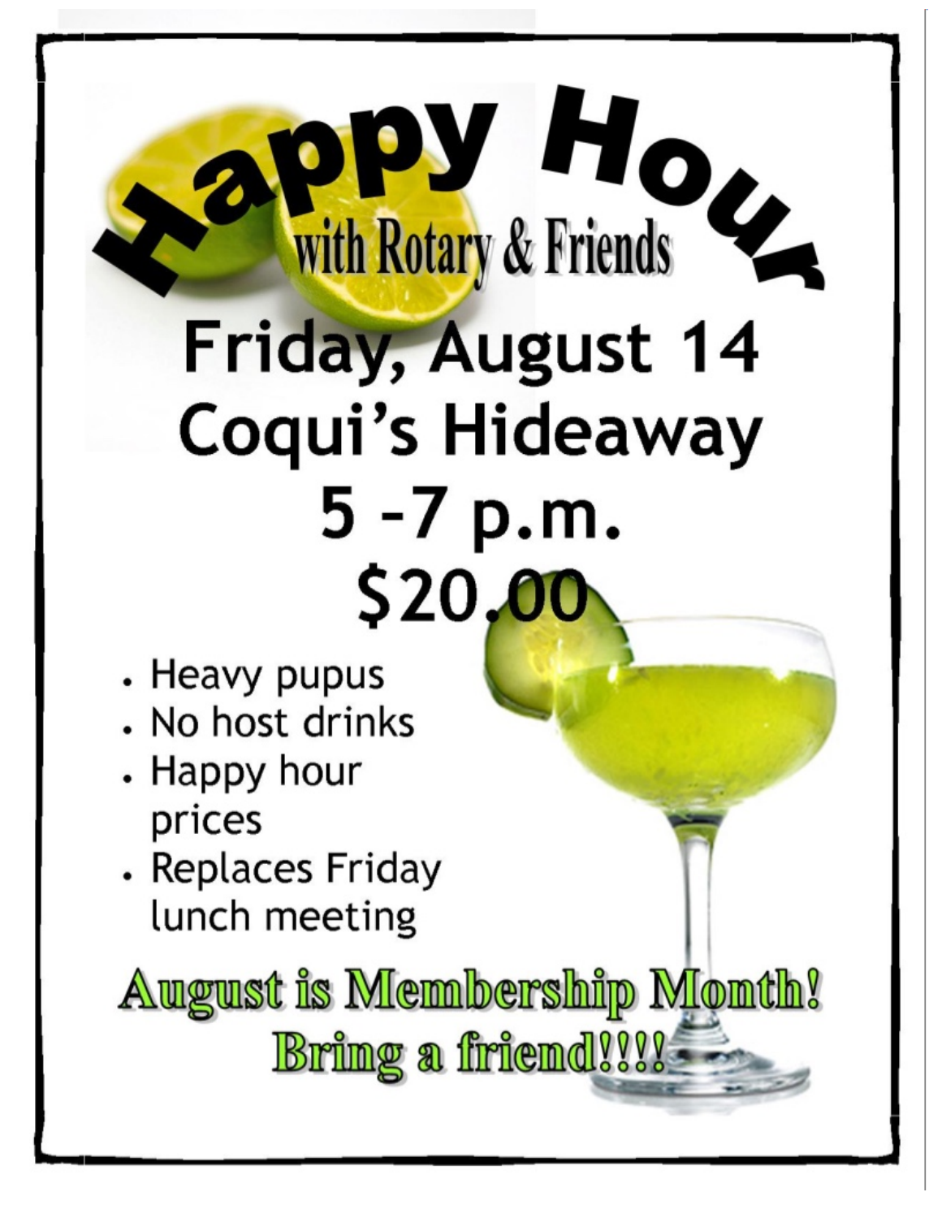# Happy Hour

## with Rotary & Friends

**Friday, August 14**

**Coqui's Hideaway**

**5 -7 p.m.**

**$20.00**

- Heavy pupus
- No host drinks
- Happy hour prices
- Replaces Friday lunch meeting

**August is Membership Month!**

**Bring a friend!!!!**